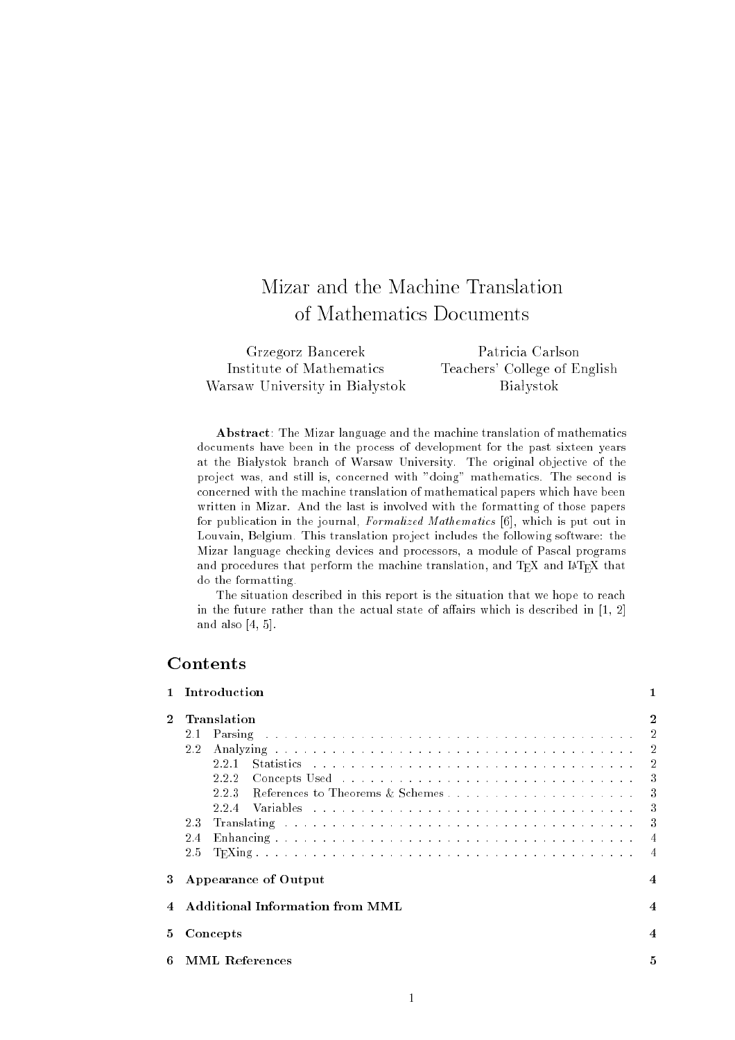# Mizar and the Machine Translation of Mathematics Documents

Grzegorz Bancerek
Institute of Mathematics
Warsaw University in Białystok

Patricia Carlson
Teachers' College of English
Bialystok

**Abstract**: The Mizar language and the machine translation of mathematics documents have been in the process of development for the past sixteen years at the Białystok branch of Warsaw University. The original objective of the project was, and still is, concerned with "doing" mathematics. The second is concerned with the machine translation of mathematical papers which have been written in Mizar. And the last is involved with the formatting of those papers for publication in the journal, *Formalized Mathematics* [6], which is put out in Louvain, Belgium. This translation project includes the following software: the Mizar language checking devices and processors, a module of Pascal programs and procedures that perform the machine translation, and TEX and LATEX that do the formatting.

The situation described in this report is the situation that we hope to reach in the future rather than the actual state of affairs which is described in [1, 2] and also [4, 5].

## Contents

| | | |
|---|---|---|
| **1** | **Introduction** | **1** |
| **2** | **Translation** | **2** |
| | 2.1 Parsing | 2 |
| | 2.2 Analyzing | 2 |
| | 2.2.1 Statistics | 2 |
| | 2.2.2 Concepts Used | 3 |
| | 2.2.3 References to Theorems & Schemes | 3 |
| | 2.2.4 Variables | 3 |
| | 2.3 Translating | 3 |
| | 2.4 Enhancing | 4 |
| | 2.5 TEXing | 4 |
| **3** | **Appearance of Output** | **4** |
| **4** | **Additional Information from MML** | **4** |
| **5** | **Concepts** | **4** |
| **6** | **MML References** | **5** |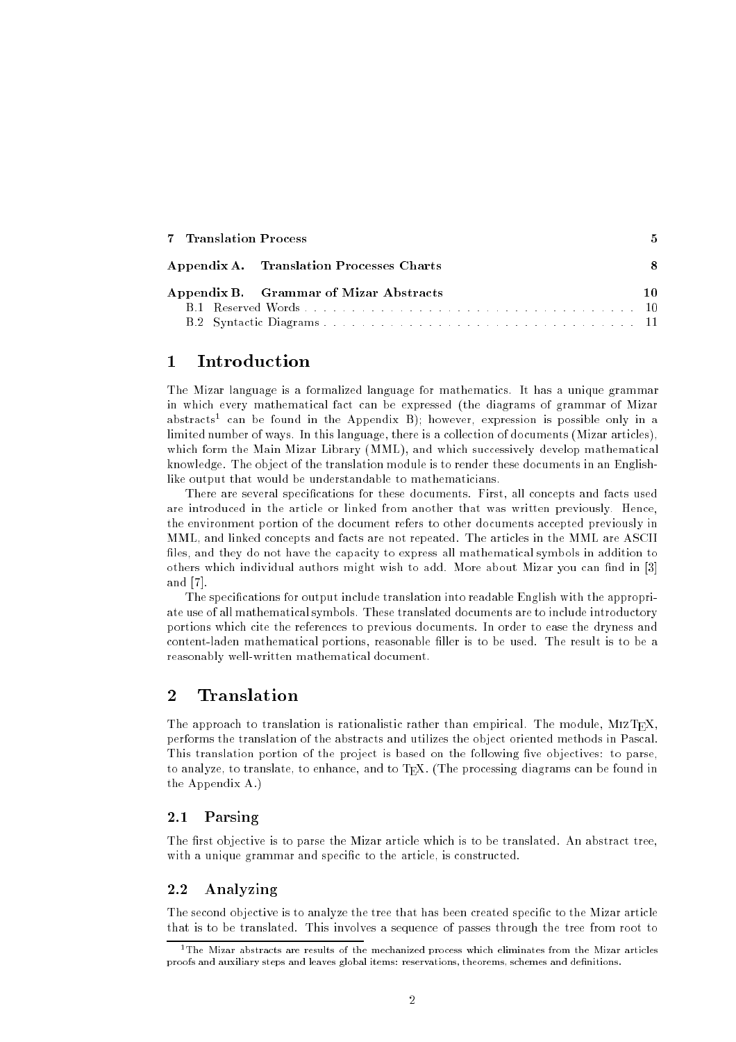| 7 Translation Process | 5 |
|---|---|
| Appendix A. Translation Processes Charts | 8 |
| Appendix B. Grammar of Mizar Abstracts | 10 |
| B.1 Reserved Words | 10 |
| B.2 Syntactic Diagrams | 11 |

# 1 Introduction

The Mizar language is a formalized language for mathematics. It has a unique grammar in which every mathematical fact can be expressed (the diagrams of grammar of Mizar abstracts[1] can be found in the Appendix B); however, expression is possible only in a limited number of ways. In this language, there is a collection of documents (Mizar articles), which form the Main Mizar Library (MML), and which successively develop mathematical knowledge. The object of the translation module is to render these documents in an English-like output that would be understandable to mathematicians.

There are several specifications for these documents. First, all concepts and facts used are introduced in the article or linked from another that was written previously. Hence, the environment portion of the document refers to other documents accepted previously in MML, and linked concepts and facts are not repeated. The articles in the MML are ASCII files, and they do not have the capacity to express all mathematical symbols in addition to others which individual authors might wish to add. More about Mizar you can find in [3] and [7].

The specifications for output include translation into readable English with the appropriate use of all mathematical symbols. These translated documents are to include introductory portions which cite the references to previous documents. In order to ease the dryness and content-laden mathematical portions, reasonable filler is to be used. The result is to be a reasonably well-written mathematical document.

# 2 Translation

The approach to translation is rationalistic rather than empirical. The module, MizTEX, performs the translation of the abstracts and utilizes the object oriented methods in Pascal. This translation portion of the project is based on the following five objectives: to parse, to analyze, to translate, to enhance, and to TEX. (The processing diagrams can be found in the Appendix A.)

## 2.1 Parsing

The first objective is to parse the Mizar article which is to be translated. An abstract tree, with a unique grammar and specific to the article, is constructed.

## 2.2 Analyzing

The second objective is to analyze the tree that has been created specific to the Mizar article that is to be translated. This involves a sequence of passes through the tree from root to

---

[1] The Mizar abstracts are results of the mechanized process which eliminates from the Mizar articles proofs and auxiliary steps and leaves global items: reservations, theorems, schemes and definitions.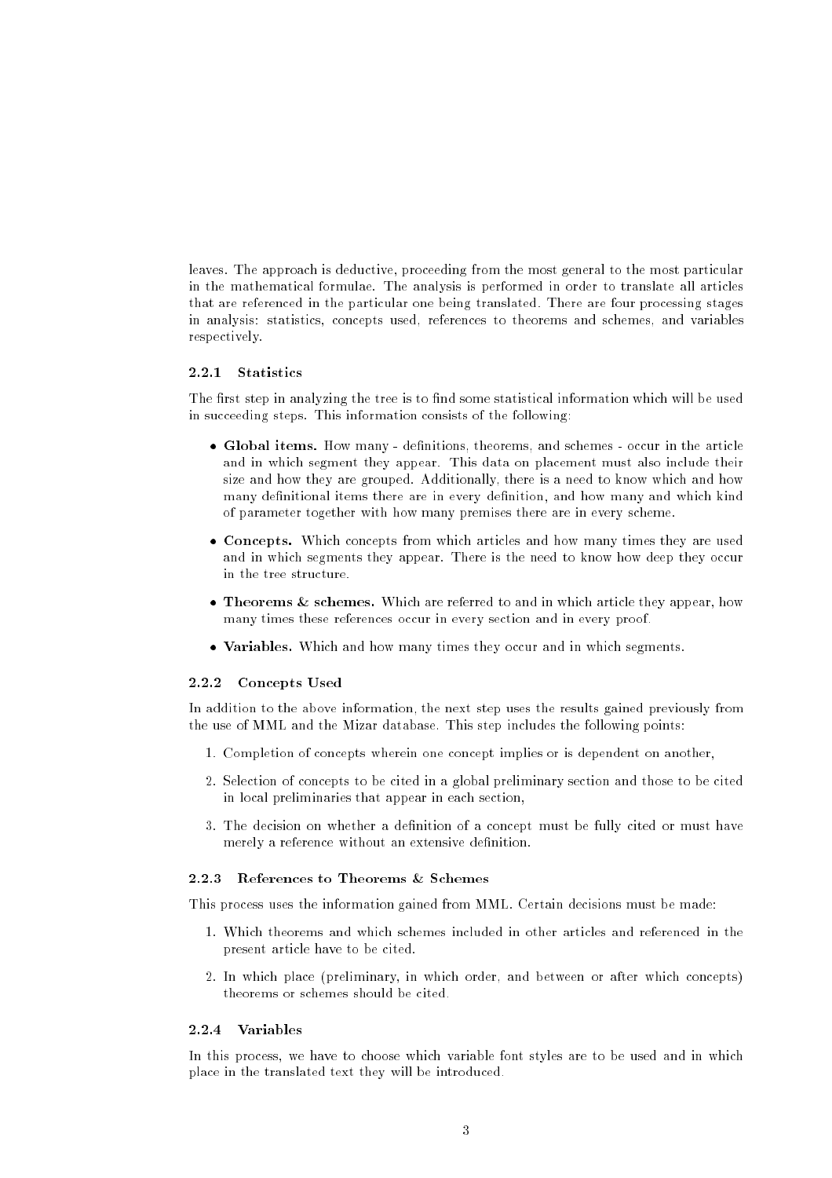leaves. The approach is deductive, proceeding from the most general to the most particular in the mathematical formulae. The analysis is performed in order to translate all articles that are referenced in the particular one being translated. There are four processing stages in analysis: statistics, concepts used, references to theorems and schemes, and variables respectively.

### 2.2.1 Statistics

The first step in analyzing the tree is to find some statistical information which will be used in succeeding steps. This information consists of the following:

- **Global items.** How many - definitions, theorems, and schemes - occur in the article and in which segment they appear. This data on placement must also include their size and how they are grouped. Additionally, there is a need to know which and how many definitional items there are in every definition, and how many and which kind of parameter together with how many premises there are in every scheme.
- **Concepts.** Which concepts from which articles and how many times they are used and in which segments they appear. There is the need to know how deep they occur in the tree structure.
- **Theorems & schemes.** Which are referred to and in which article they appear, how many times these references occur in every section and in every proof.
- **Variables.** Which and how many times they occur and in which segments.

### 2.2.2 Concepts Used

In addition to the above information, the next step uses the results gained previously from the use of MML and the Mizar database. This step includes the following points:

1. Completion of concepts wherein one concept implies or is dependent on another,
2. Selection of concepts to be cited in a global preliminary section and those to be cited in local preliminaries that appear in each section,
3. The decision on whether a definition of a concept must be fully cited or must have merely a reference without an extensive definition.

### 2.2.3 References to Theorems & Schemes

This process uses the information gained from MML. Certain decisions must be made:

1. Which theorems and which schemes included in other articles and referenced in the present article have to be cited.
2. In which place (preliminary, in which order, and between or after which concepts) theorems or schemes should be cited.

### 2.2.4 Variables

In this process, we have to choose which variable font styles are to be used and in which place in the translated text they will be introduced.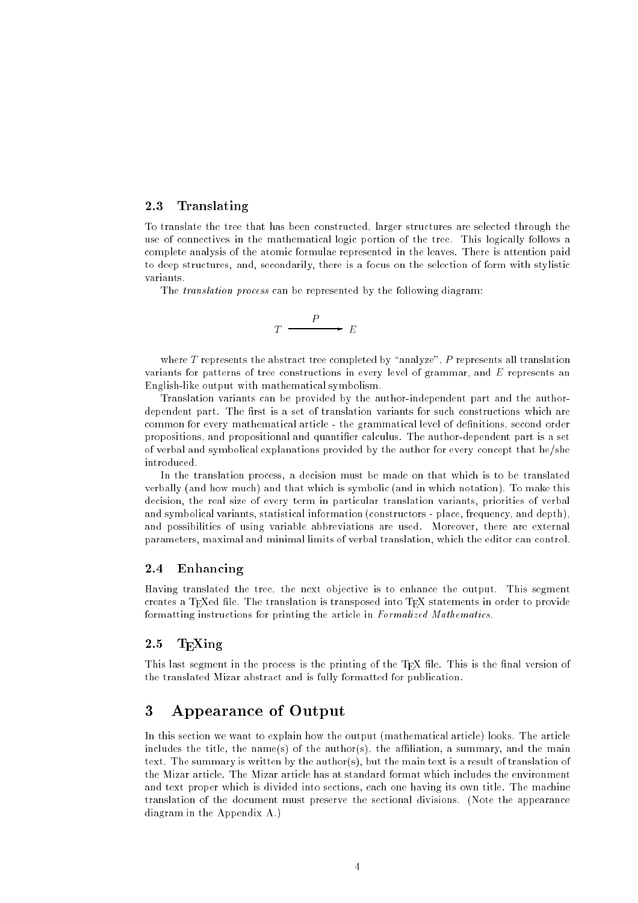### 2.3 Translating

To translate the tree that has been constructed, larger structures are selected through the use of connectives in the mathematical logic portion of the tree. This logically follows a complete analysis of the atomic formulae represented in the leaves. There is attention paid to deep structures, and, secondarily, there is a focus on the selection of form with stylistic variants.

The *translation process* can be represented by the following diagram:

$$T \xrightarrow{\quad P \quad} E$$

where $T$ represents the abstract tree completed by "analyze", $P$ represents all translation variants for patterns of tree constructions in every level of grammar, and $E$ represents an English-like output with mathematical symbolism.

Translation variants can be provided by the author-independent part and the author-dependent part. The first is a set of translation variants for such constructions which are common for every mathematical article - the grammatical level of definitions, second order propositions, and propositional and quantifier calculus. The author-dependent part is a set of verbal and symbolical explanations provided by the author for every concept that he/she introduced.

In the translation process, a decision must be made on that which is to be translated verbally (and how much) and that which is symbolic (and in which notation). To make this decision, the real size of every term in particular translation variants, priorities of verbal and symbolical variants, statistical information (constructors - place, frequency, and depth), and possibilities of using variable abbreviations are used. Moreover, there are external parameters, maximal and minimal limits of verbal translation, which the editor can control.

### 2.4 Enhancing

Having translated the tree, the next objective is to enhance the output. This segment creates a TEXed file. The translation is transposed into TEX statements in order to provide formatting instructions for printing the article in *Formalized Mathematics*.

### 2.5 TEXing

This last segment in the process is the printing of the TEX file. This is the final version of the translated Mizar abstract and is fully formatted for publication.

## 3 Appearance of Output

In this section we want to explain how the output (mathematical article) looks. The article includes the title, the name(s) of the author(s), the affiliation, a summary, and the main text. The summary is written by the author(s), but the main text is a result of translation of the Mizar article. The Mizar article has at standard format which includes the environment and text proper which is divided into sections, each one having its own title. The machine translation of the document must preserve the sectional divisions. (Note the appearance diagram in the Appendix A.)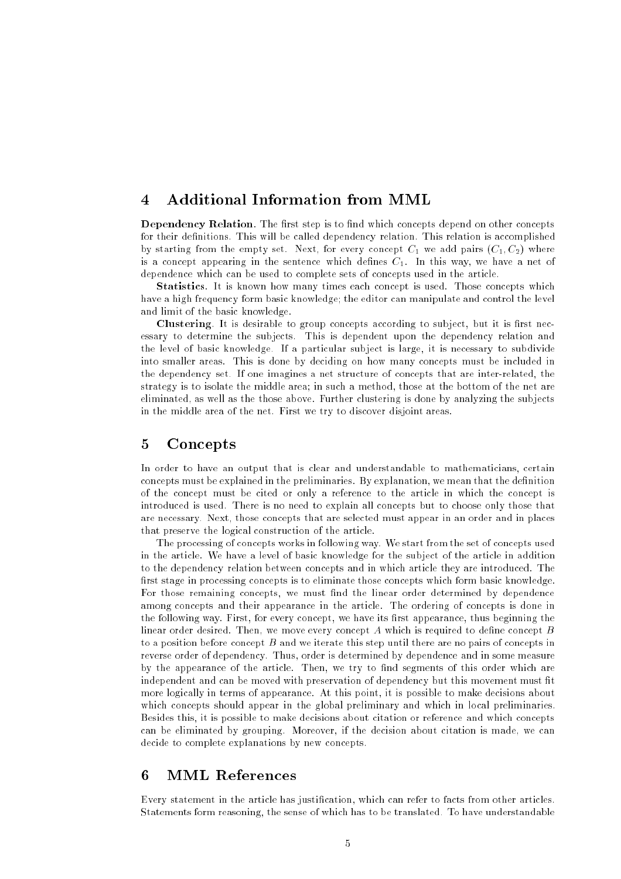## 4 Additional Information from MML

**Dependency Relation.** The first step is to find which concepts depend on other concepts for their definitions. This will be called dependency relation. This relation is accomplished by starting from the empty set. Next, for every concept $C_1$ we add pairs $(C_1, C_2)$ where is a concept appearing in the sentence which defines $C_1$. In this way, we have a net of dependence which can be used to complete sets of concepts used in the article.

**Statistics.** It is known how many times each concept is used. Those concepts which have a high frequency form basic knowledge; the editor can manipulate and control the level and limit of the basic knowledge.

**Clustering.** It is desirable to group concepts according to subject, but it is first necessary to determine the subjects. This is dependent upon the dependency relation and the level of basic knowledge. If a particular subject is large, it is necessary to subdivide into smaller areas. This is done by deciding on how many concepts must be included in the dependency set. If one imagines a net structure of concepts that are inter-related, the strategy is to isolate the middle area; in such a method, those at the bottom of the net are eliminated, as well as the those above. Further clustering is done by analyzing the subjects in the middle area of the net. First we try to discover disjoint areas.

## 5 Concepts

In order to have an output that is clear and understandable to mathematicians, certain concepts must be explained in the preliminaries. By explanation, we mean that the definition of the concept must be cited or only a reference to the article in which the concept is introduced is used. There is no need to explain all concepts but to choose only those that are necessary. Next, those concepts that are selected must appear in an order and in places that preserve the logical construction of the article.

The processing of concepts works in following way. We start from the set of concepts used in the article. We have a level of basic knowledge for the subject of the article in addition to the dependency relation between concepts and in which article they are introduced. The first stage in processing concepts is to eliminate those concepts which form basic knowledge. For those remaining concepts, we must find the linear order determined by dependence among concepts and their appearance in the article. The ordering of concepts is done in the following way. First, for every concept, we have its first appearance, thus beginning the linear order desired. Then, we move every concept $A$ which is required to define concept $B$ to a position before concept $B$ and we iterate this step until there are no pairs of concepts in reverse order of dependency. Thus, order is determined by dependence and in some measure by the appearance of the article. Then, we try to find segments of this order which are independent and can be moved with preservation of dependency but this movement must fit more logically in terms of appearance. At this point, it is possible to make decisions about which concepts should appear in the global preliminary and which in local preliminaries. Besides this, it is possible to make decisions about citation or reference and which concepts can be eliminated by grouping. Moreover, if the decision about citation is made, we can decide to complete explanations by new concepts.

## 6 MML References

Every statement in the article has justification, which can refer to facts from other articles. Statements form reasoning, the sense of which has to be translated. To have understandable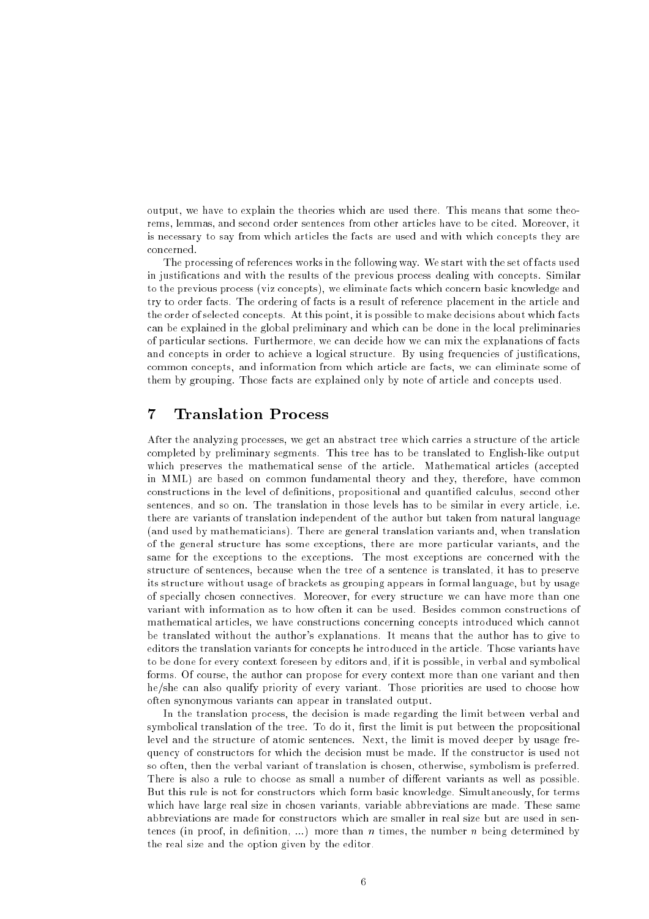output, we have to explain the theories which are used there. This means that some theorems, lemmas, and second order sentences from other articles have to be cited. Moreover, it is necessary to say from which articles the facts are used and with which concepts they are concerned.

The processing of references works in the following way. We start with the set of facts used in justifications and with the results of the previous process dealing with concepts. Similar to the previous process (viz concepts), we eliminate facts which concern basic knowledge and try to order facts. The ordering of facts is a result of reference placement in the article and the order of selected concepts. At this point, it is possible to make decisions about which facts can be explained in the global preliminary and which can be done in the local preliminaries of particular sections. Furthermore, we can decide how we can mix the explanations of facts and concepts in order to achieve a logical structure. By using frequencies of justifications, common concepts, and information from which article are facts, we can eliminate some of them by grouping. Those facts are explained only by note of article and concepts used.

## 7 Translation Process

After the analyzing processes, we get an abstract tree which carries a structure of the article completed by preliminary segments. This tree has to be translated to English-like output which preserves the mathematical sense of the article. Mathematical articles (accepted in MML) are based on common fundamental theory and they, therefore, have common constructions in the level of definitions, propositional and quantified calculus, second other sentences, and so on. The translation in those levels has to be similar in every article, i.e. there are variants of translation independent of the author but taken from natural language (and used by mathematicians). There are general translation variants and, when translation of the general structure has some exceptions, there are more particular variants, and the same for the exceptions to the exceptions. The most exceptions are concerned with the structure of sentences, because when the tree of a sentence is translated, it has to preserve its structure without usage of brackets as grouping appears in formal language, but by usage of specially chosen connectives. Moreover, for every structure we can have more than one variant with information as to how often it can be used. Besides common constructions of mathematical articles, we have constructions concerning concepts introduced which cannot be translated without the author's explanations. It means that the author has to give to editors the translation variants for concepts he introduced in the article. Those variants have to be done for every context foreseen by editors and, if it is possible, in verbal and symbolical forms. Of course, the author can propose for every context more than one variant and then he/she can also qualify priority of every variant. Those priorities are used to choose how often synonymous variants can appear in translated output.

In the translation process, the decision is made regarding the limit between verbal and symbolical translation of the tree. To do it, first the limit is put between the propositional level and the structure of atomic sentences. Next, the limit is moved deeper by usage frequency of constructors for which the decision must be made. If the constructor is used not so often, then the verbal variant of translation is chosen, otherwise, symbolism is preferred. There is also a rule to choose as small a number of different variants as well as possible. But this rule is not for constructors which form basic knowledge. Simultaneously, for terms which have large real size in chosen variants, variable abbreviations are made. These same abbreviations are made for constructors which are smaller in real size but are used in sentences (in proof, in definition, ...) more than $n$ times, the number $n$ being determined by the real size and the option given by the editor.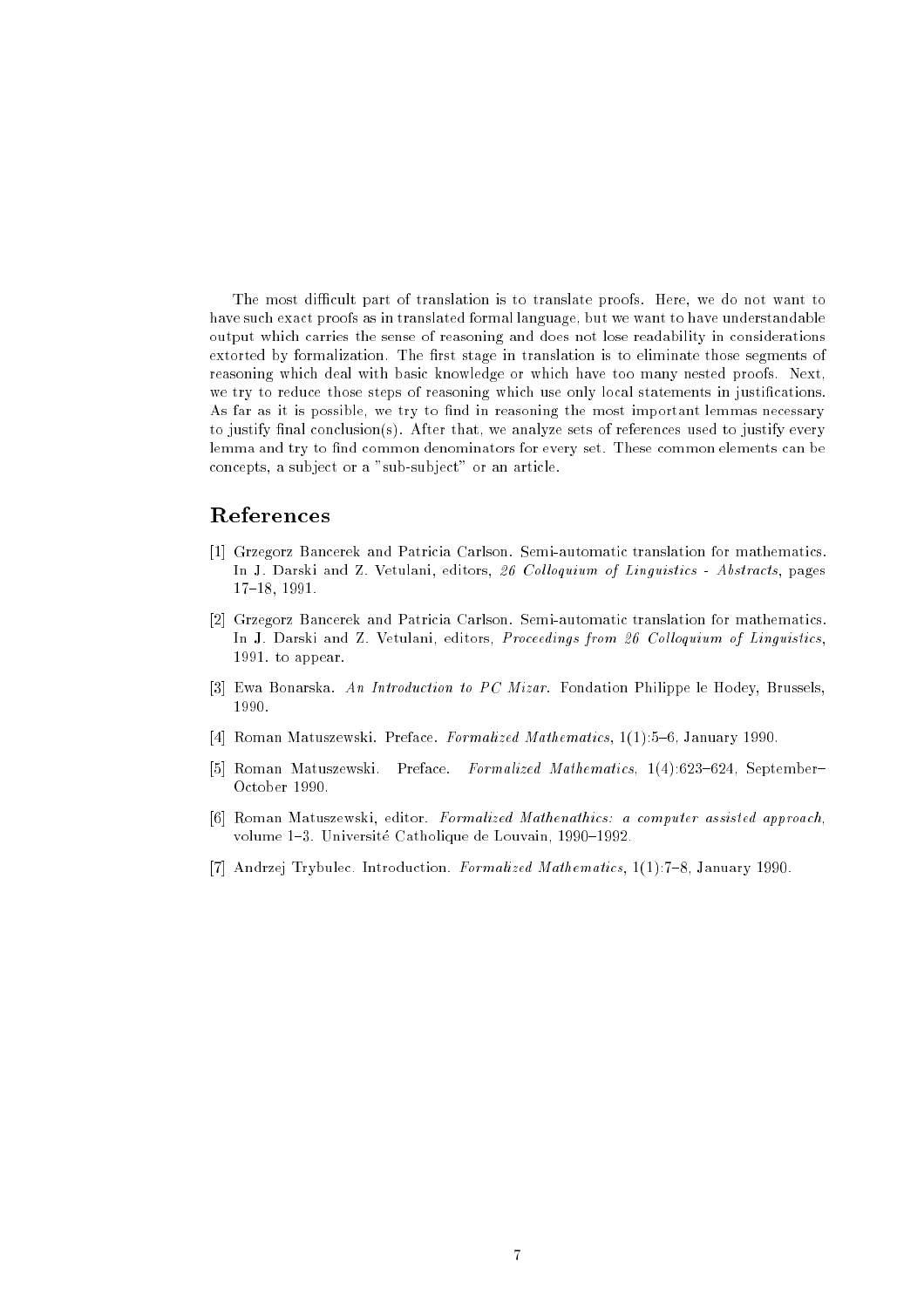The most difficult part of translation is to translate proofs. Here, we do not want to have such exact proofs as in translated formal language, but we want to have understandable output which carries the sense of reasoning and does not lose readability in considerations extorted by formalization. The first stage in translation is to eliminate those segments of reasoning which deal with basic knowledge or which have too many nested proofs. Next, we try to reduce those steps of reasoning which use only local statements in justifications. As far as it is possible, we try to find in reasoning the most important lemmas necessary to justify final conclusion(s). After that, we analyze sets of references used to justify every lemma and try to find common denominators for every set. These common elements can be concepts, a subject or a "sub-subject" or an article.

## References

[1] Grzegorz Bancerek and Patricia Carlson. Semi-automatic translation for mathematics. In J. Darski and Z. Vetulani, editors, *26 Colloquium of Linguistics - Abstracts*, pages 17–18, 1991.

[2] Grzegorz Bancerek and Patricia Carlson. Semi-automatic translation for mathematics. In J. Darski and Z. Vetulani, editors, *Proceedings from 26 Colloquium of Linguistics*, 1991. to appear.

[3] Ewa Bonarska. *An Introduction to PC Mizar*. Fondation Philippe le Hodey, Brussels, 1990.

[4] Roman Matuszewski. Preface. *Formalized Mathematics*, 1(1):5–6, January 1990.

[5] Roman Matuszewski. Preface. *Formalized Mathematics*, 1(4):623–624, September–October 1990.

[6] Roman Matuszewski, editor. *Formalized Mathenathics: a computer assisted approach*, volume 1–3. Université Catholique de Louvain, 1990–1992.

[7] Andrzej Trybulec. Introduction. *Formalized Mathematics*, 1(1):7–8, January 1990.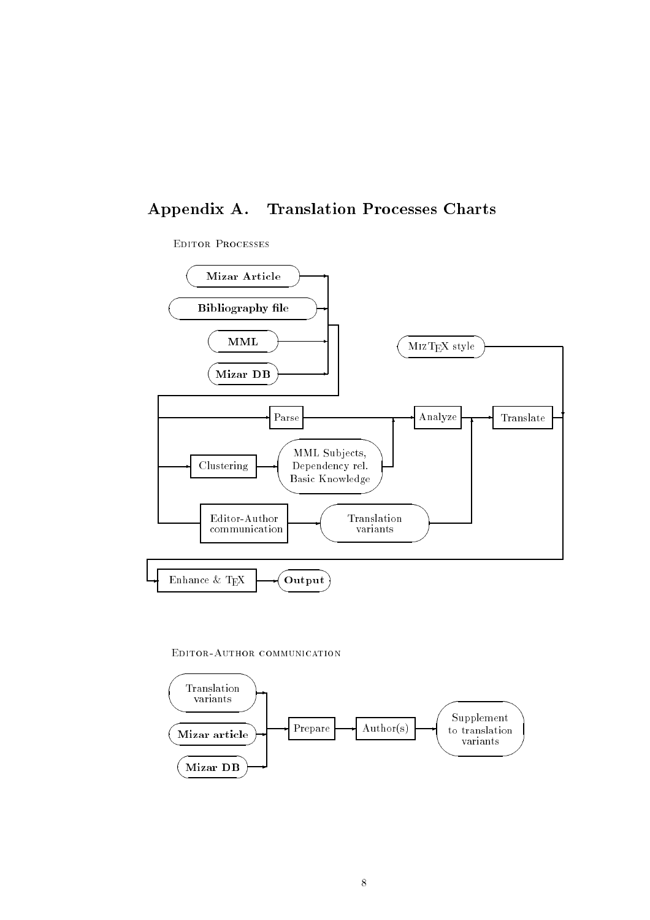# Appendix A. Translation Processes Charts

Editor Processes

Mizar Article

Bibliography file

MML

Mizar DB

MizTEX style

Parse

Analyze

Translate

Clustering

MML Subjects, Dependency rel. Basic Knowledge

Editor-Author communication

Translation variants

Enhance & TEX

Output

Editor-Author communication

Translation variants

Mizar article

Mizar DB

Prepare

Author(s)

Supplement to translation variants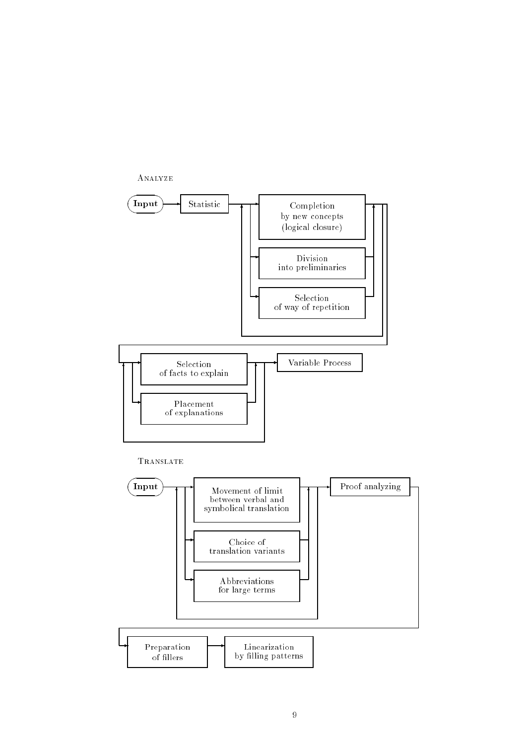Analyze

Input → Statistic → Completion by new concepts (logical closure) / Division into preliminaries / Selection of way of repetition → Selection of facts to explain / Placement of explanations → Variable Process

Translate

Input → Movement of limit between verbal and symbolical translation / Choice of translation variants / Abbreviations for large terms → Proof analyzing → Preparation of fillers → Linearization by filling patterns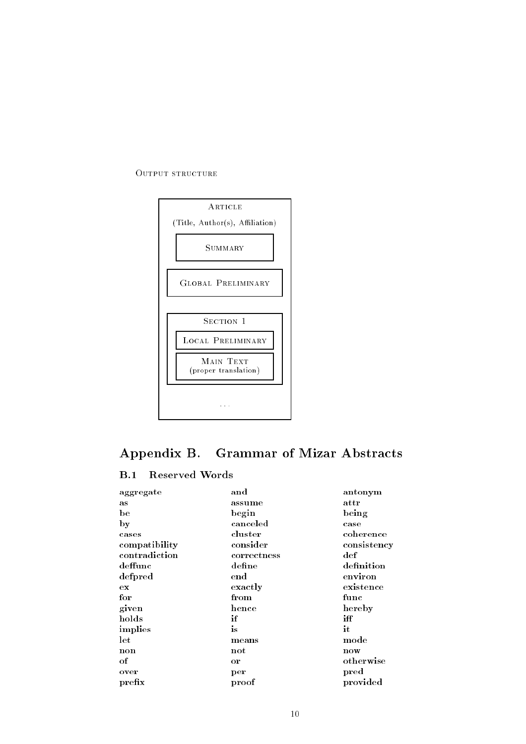OUTPUT STRUCTURE

```
+--------------------------------------+
|               ARTICLE                |
|   (Title, Author(s), Affiliation)    |
|   +------------------------------+   |
|   |           SUMMARY            |   |
|   +------------------------------+   |
|  +--------------------------------+  |
|  |      GLOBAL PRELIMINARY        |  |
|  +--------------------------------+  |
|                                      |
|  +--------------------------------+  |
|  |           SECTION 1            |  |
|  |  +--------------------------+  |  |
|  |  |    LOCAL PRELIMINARY     |  |  |
|  |  +--------------------------+  |  |
|  |  |        MAIN TEXT         |  |  |
|  |  |   (proper translation)   |  |  |
|  |  +--------------------------+  |  |
|  +--------------------------------+  |
|                                      |
|                 ...                  |
+--------------------------------------+
```

# Appendix B. Grammar of Mizar Abstracts

## B.1 Reserved Words

| | | |
|---|---|---|
| **aggregate** | **and** | **antonym** |
| **as** | **assume** | **attr** |
| **be** | **begin** | **being** |
| **by** | **canceled** | **case** |
| **cases** | **cluster** | **coherence** |
| **compatibility** | **consider** | **consistency** |
| **contradiction** | **correctness** | **def** |
| **deffunc** | **define** | **definition** |
| **defpred** | **end** | **environ** |
| **ex** | **exactly** | **existence** |
| **for** | **from** | **func** |
| **given** | **hence** | **hereby** |
| **holds** | **if** | **iff** |
| **implies** | **is** | **it** |
| **let** | **means** | **mode** |
| **non** | **not** | **now** |
| **of** | **or** | **otherwise** |
| **over** | **per** | **pred** |
| **prefix** | **proof** | **provided** |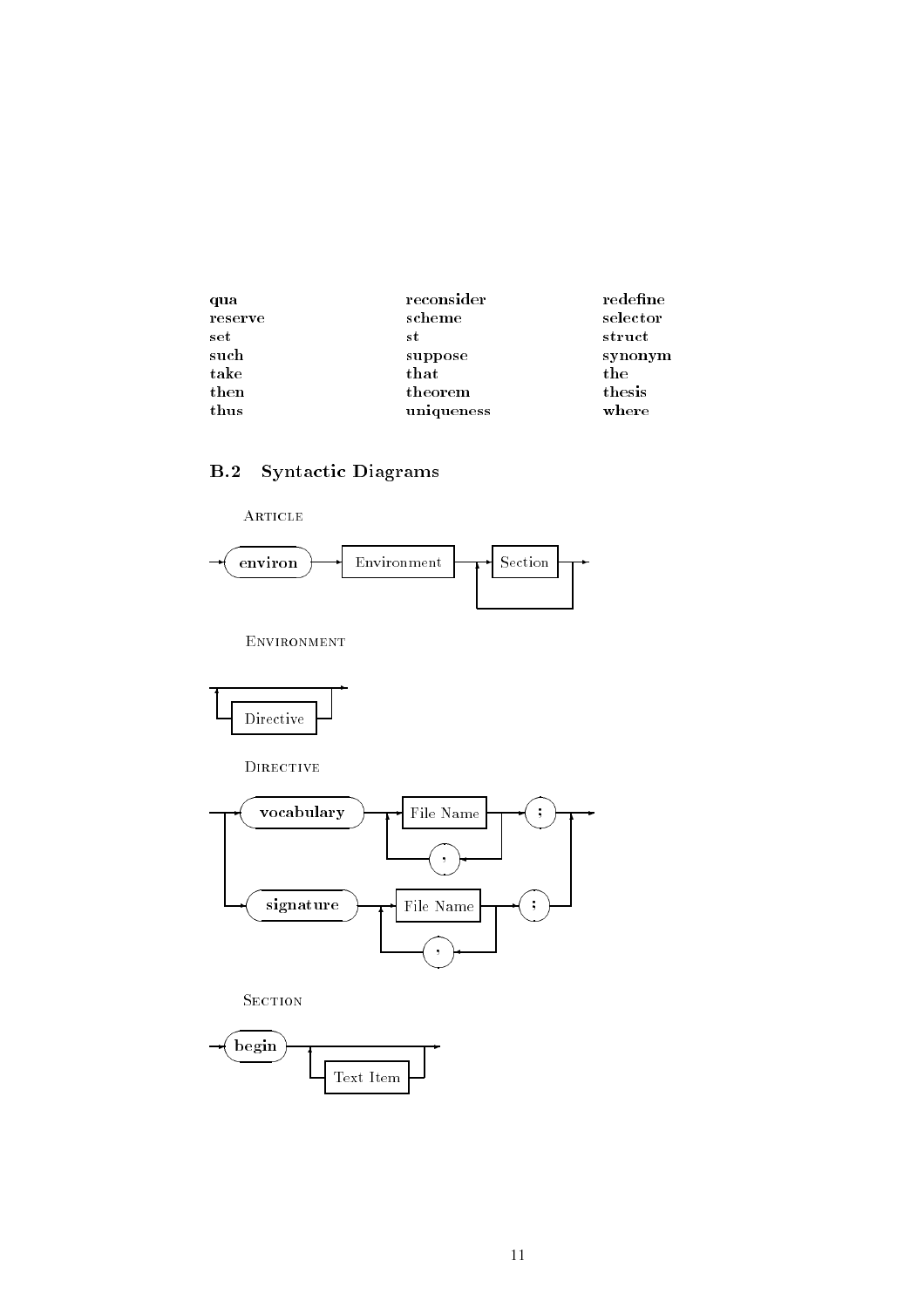| | | |
|---|---|---|
| **qua** | **reconsider** | **redefine** |
| **reserve** | **scheme** | **selector** |
| **set** | **st** | **struct** |
| **such** | **suppose** | **synonym** |
| **take** | **that** | **the** |
| **then** | **theorem** | **thesis** |
| **thus** | **uniqueness** | **where** |

## B.2 Syntactic Diagrams

Article

**environ** → Environment → Section (repeated)

Environment

Directive (repeated zero or more times)

Directive

**vocabulary** File Name { , File Name } **;**

**signature** File Name { , File Name } **;**

Section

**begin** { Text Item }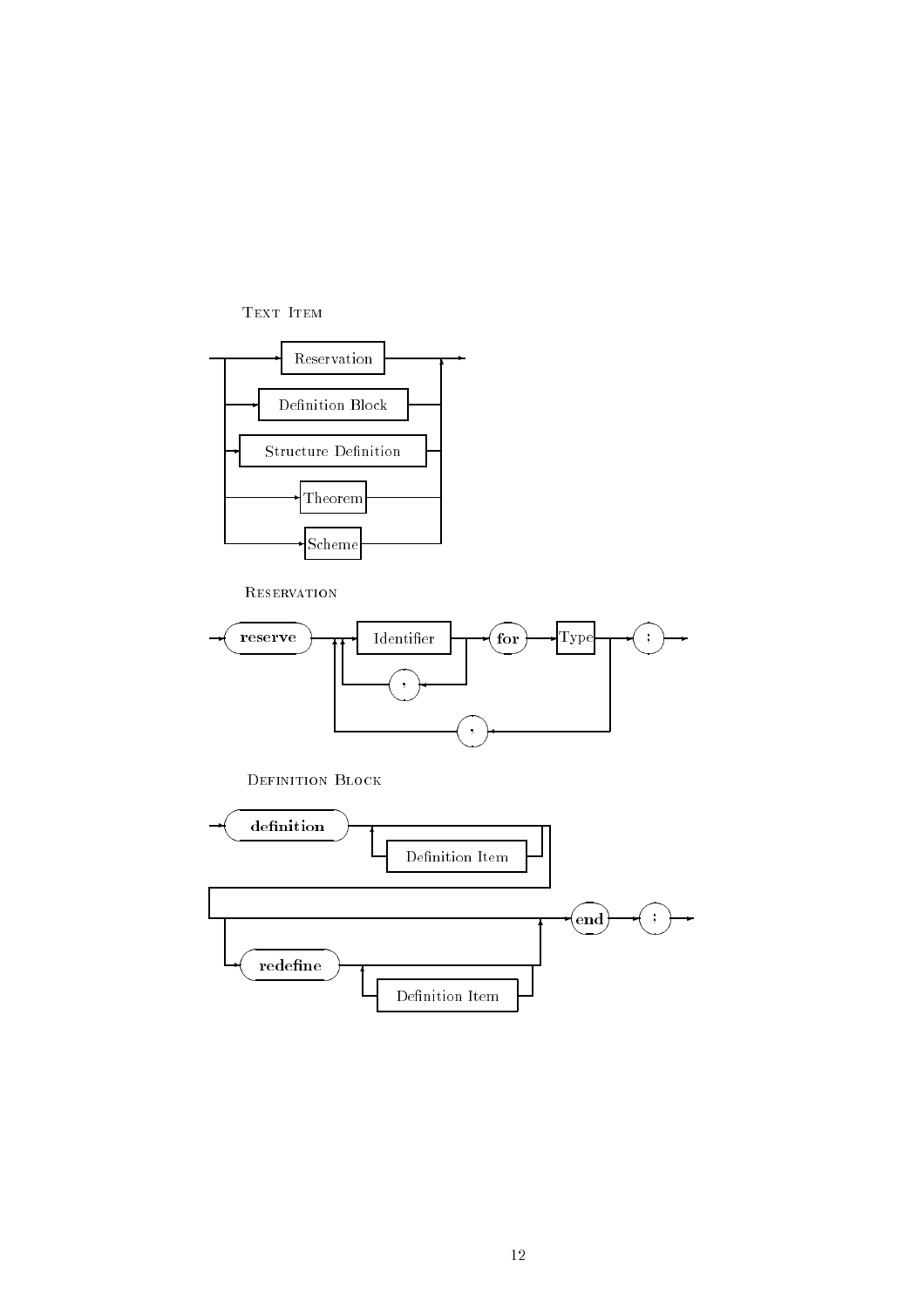Text Item

Reservation

Definition Block

Structure Definition

Theorem

Scheme

Reservation

**reserve** Identifier , **for** Type , ;

Definition Block

**definition** Definition Item **end** ;

**redefine** Definition Item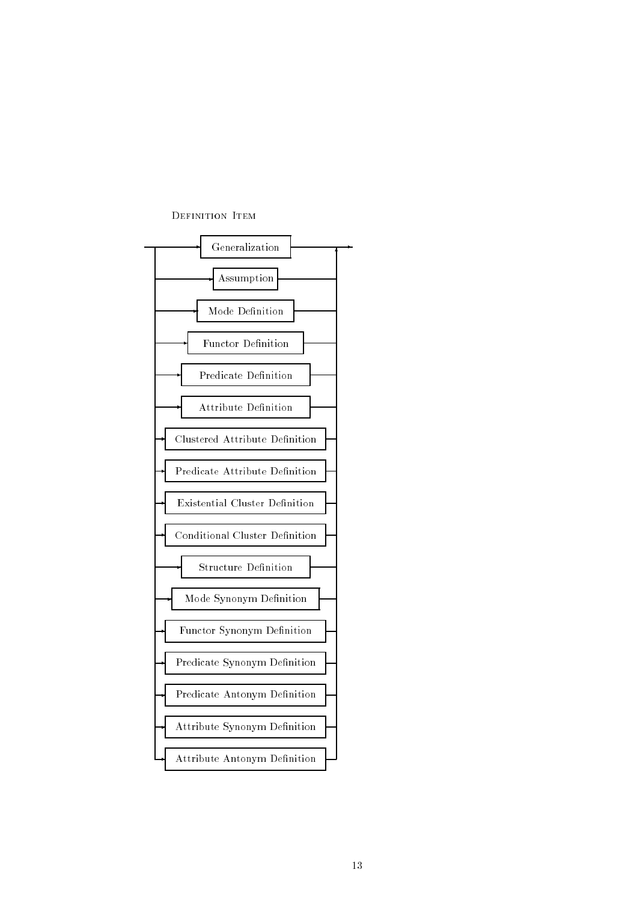Definition Item

- Generalization
- Assumption
- Mode Definition
- Functor Definition
- Predicate Definition
- Attribute Definition
- Clustered Attribute Definition
- Predicate Attribute Definition
- Existential Cluster Definition
- Conditional Cluster Definition
- Structure Definition
- Mode Synonym Definition
- Functor Synonym Definition
- Predicate Synonym Definition
- Predicate Antonym Definition
- Attribute Synonym Definition
- Attribute Antonym Definition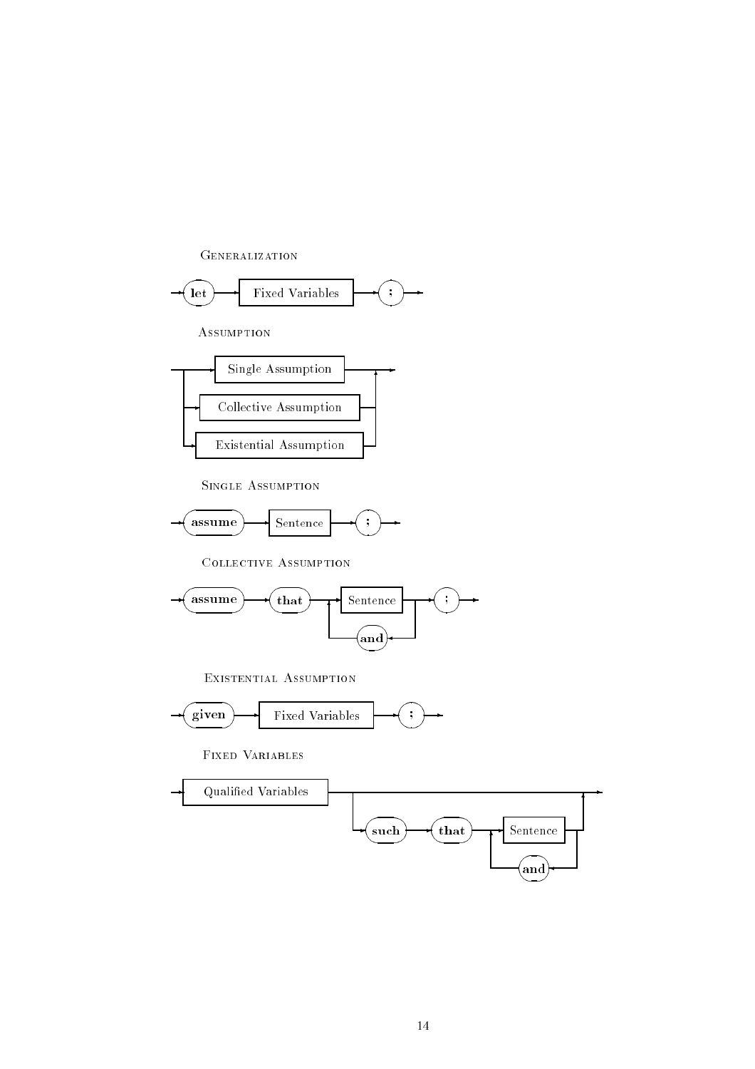Generalization

let → Fixed Variables → ;

Assumption

Single Assumption | Collective Assumption | Existential Assumption

Single Assumption

assume → Sentence → ;

Collective Assumption

assume → that → Sentence (and Sentence)* → ;

Existential Assumption

given → Fixed Variables → ;

Fixed Variables

Qualified Variables [such → that → Sentence (and Sentence)*]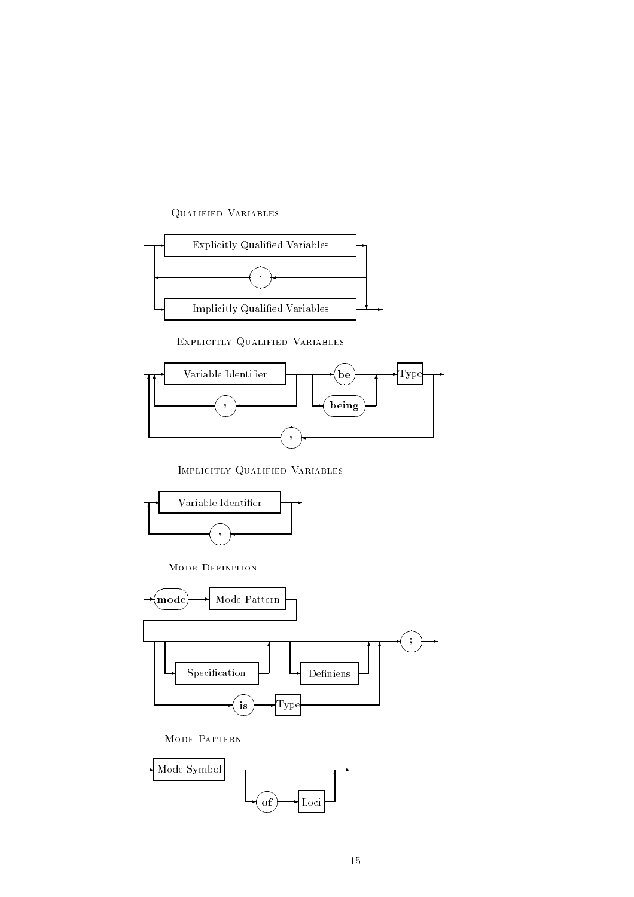### Qualified Variables

Explicitly Qualified Variables

,

Implicitly Qualified Variables

### Explicitly Qualified Variables

Variable Identifier

**be**

Type

,

**being**

,

### Implicitly Qualified Variables

Variable Identifier

,

### Mode Definition

**mode**

Mode Pattern

;

Specification

Definiens

**is**

Type

### Mode Pattern

Mode Symbol

**of**

Loci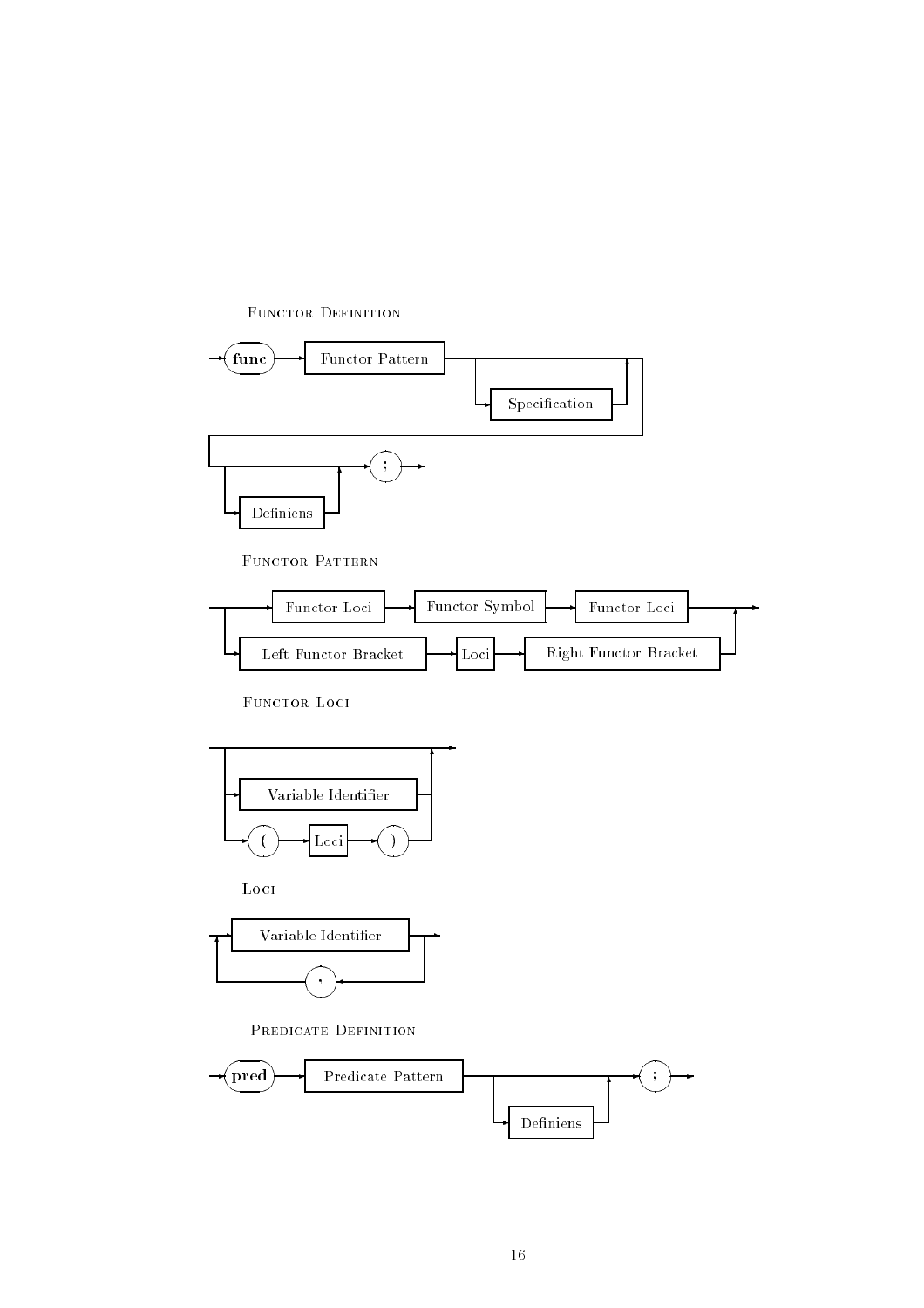Functor Definition

func → Functor Pattern → [Specification] → [Definiens] → ;

Functor Pattern

Functor Loci → Functor Symbol → Functor Loci

Left Functor Bracket → Loci → Right Functor Bracket

Functor Loci

Variable Identifier

( → Loci → )

Loci

Variable Identifier

,

Predicate Definition

pred → Predicate Pattern → [Definiens] → ;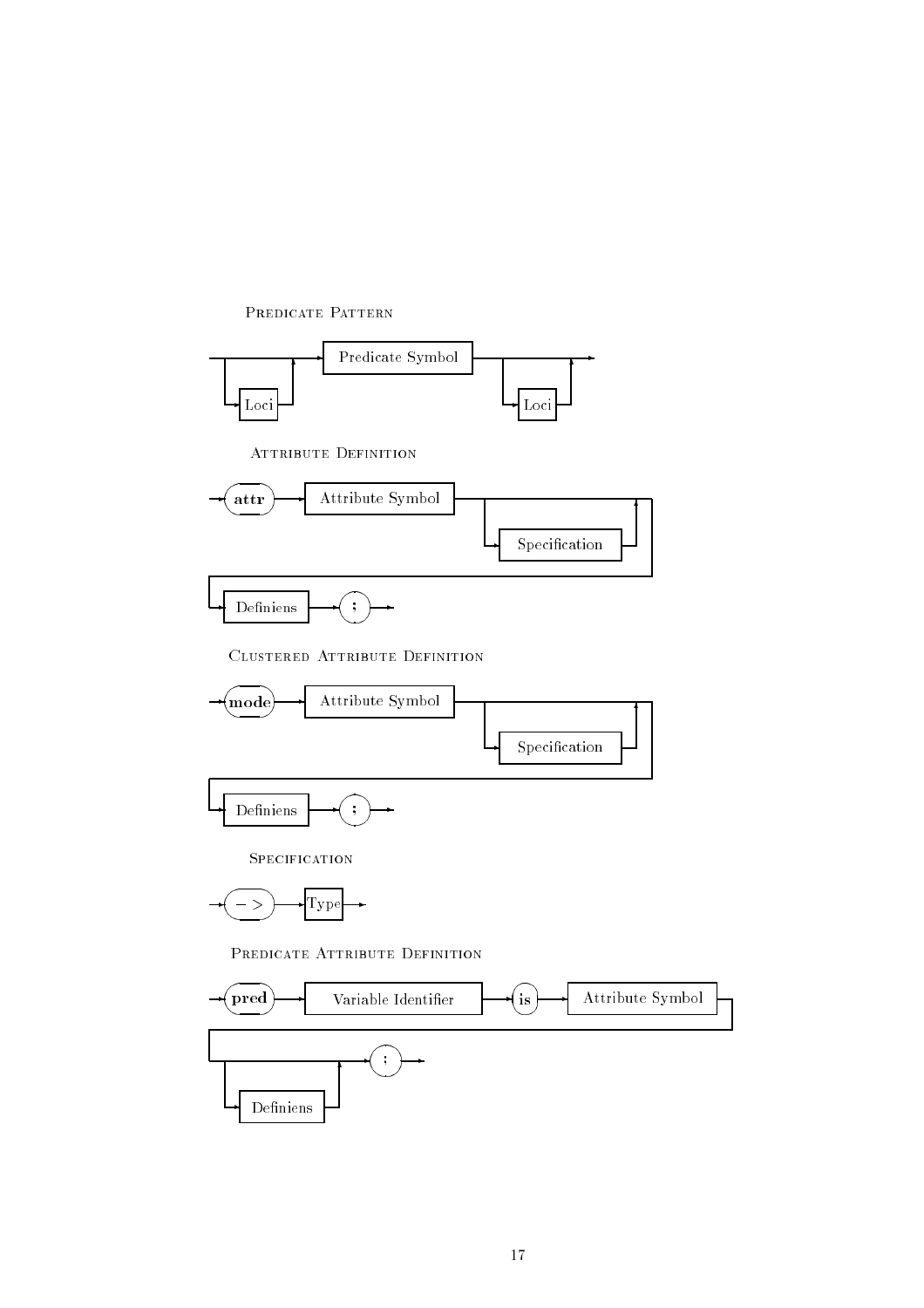Predicate Pattern

[Loci] Predicate Symbol [Loci]

Attribute Definition

**attr** Attribute Symbol [Specification] Definiens ;

Clustered Attribute Definition

**mode** Attribute Symbol [Specification] Definiens ;

Specification

−> Type

Predicate Attribute Definition

**pred** Variable Identifier **is** Attribute Symbol [Definiens] ;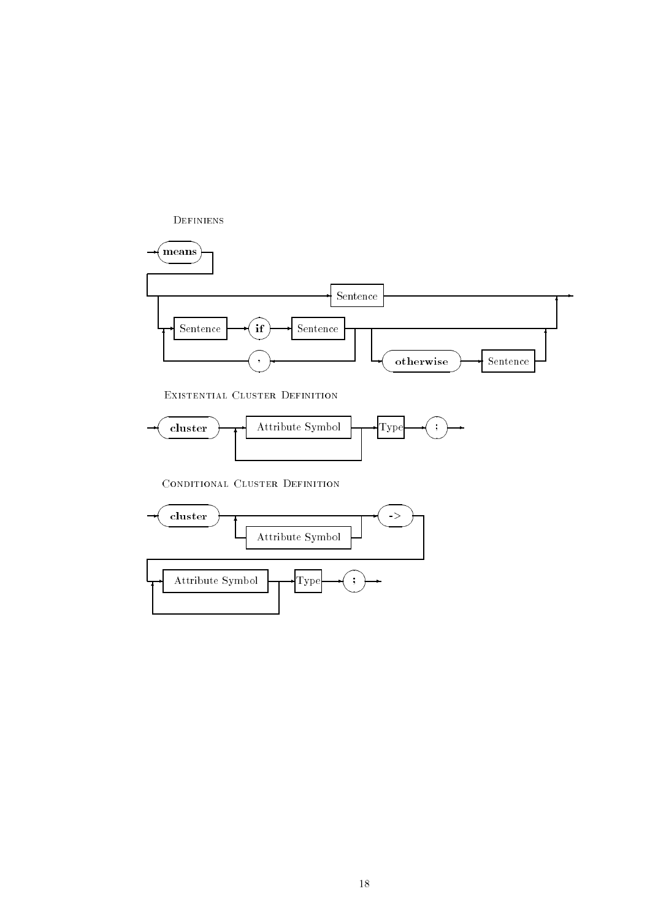Definiens

means

Sentence

Sentence if Sentence

,

otherwise Sentence

Existential Cluster Definition

cluster Attribute Symbol Type ;

Conditional Cluster Definition

cluster Attribute Symbol ->

Attribute Symbol Type ;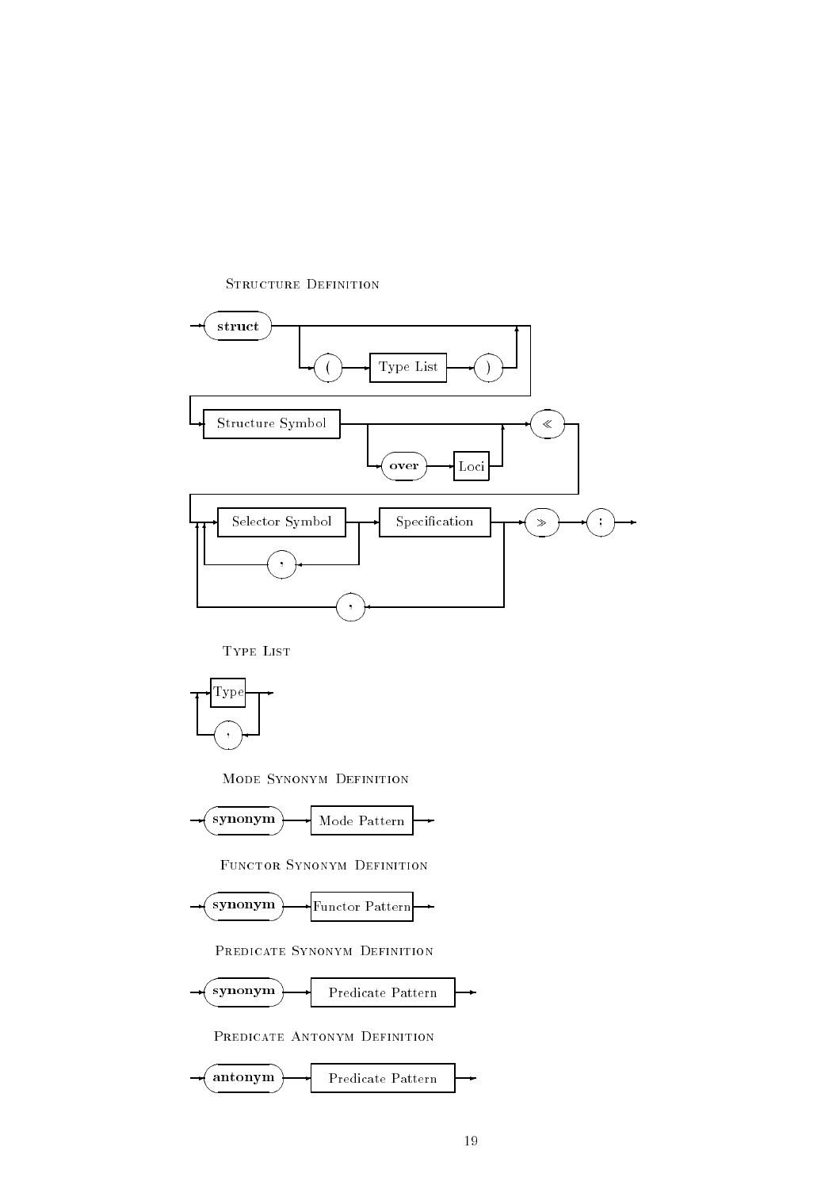Structure Definition

struct ( Type List ) Structure Symbol over Loci ≪ Selector Symbol , Specification , ≫ ;

Type List

Type ,

Mode Synonym Definition

synonym Mode Pattern

Functor Synonym Definition

synonym Functor Pattern

Predicate Synonym Definition

synonym Predicate Pattern

Predicate Antonym Definition

antonym Predicate Pattern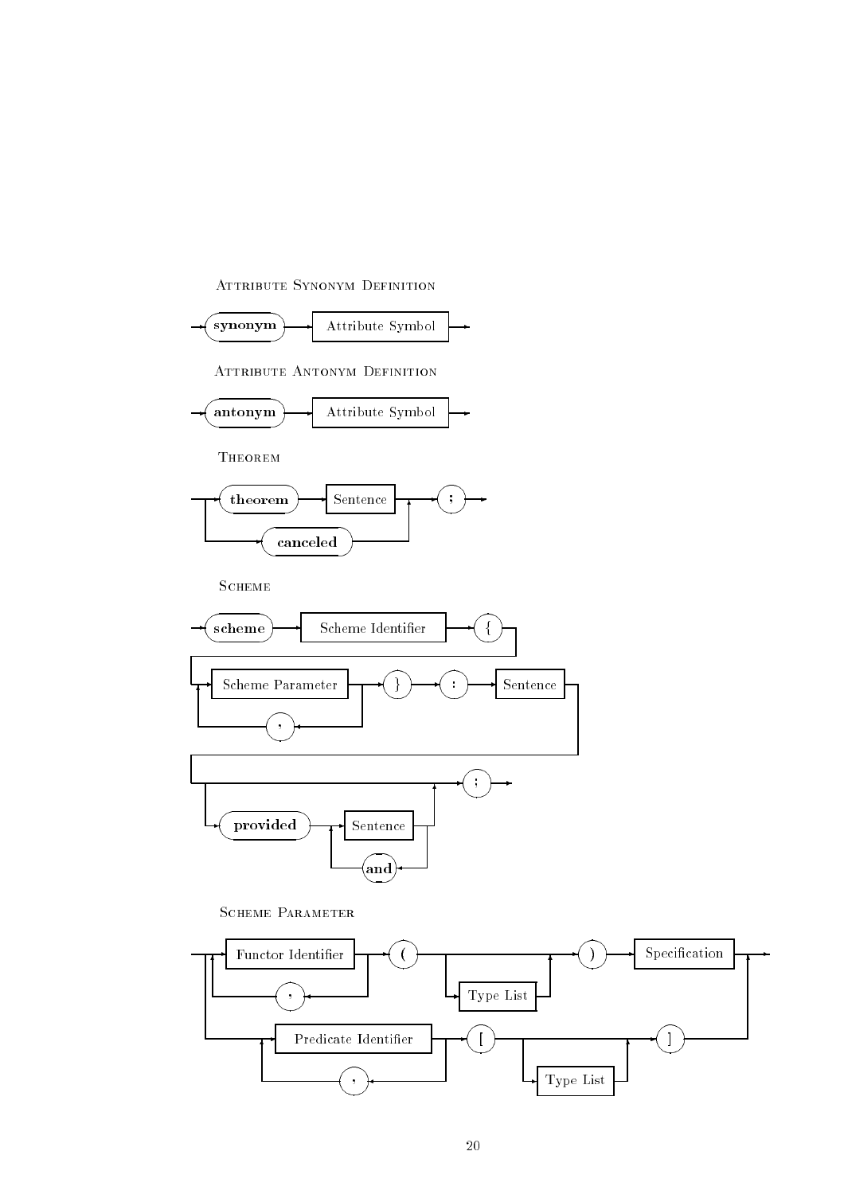### Attribute Synonym Definition

**synonym** → Attribute Symbol

### Attribute Antonym Definition

**antonym** → Attribute Symbol

### Theorem

**theorem** → Sentence → **;**

**canceled** → **;**

### Scheme

**scheme** → Scheme Identifier → { → Scheme Parameter ( , Scheme Parameter )* → } → : → Sentence → [ **provided** Sentence ( **and** Sentence )* ] → ;

### Scheme Parameter

Functor Identifier ( , Functor Identifier )* → ( → [ Type List ] → ) → Specification

Predicate Identifier ( , Predicate Identifier )* → [ → [ Type List ] → ] → Specification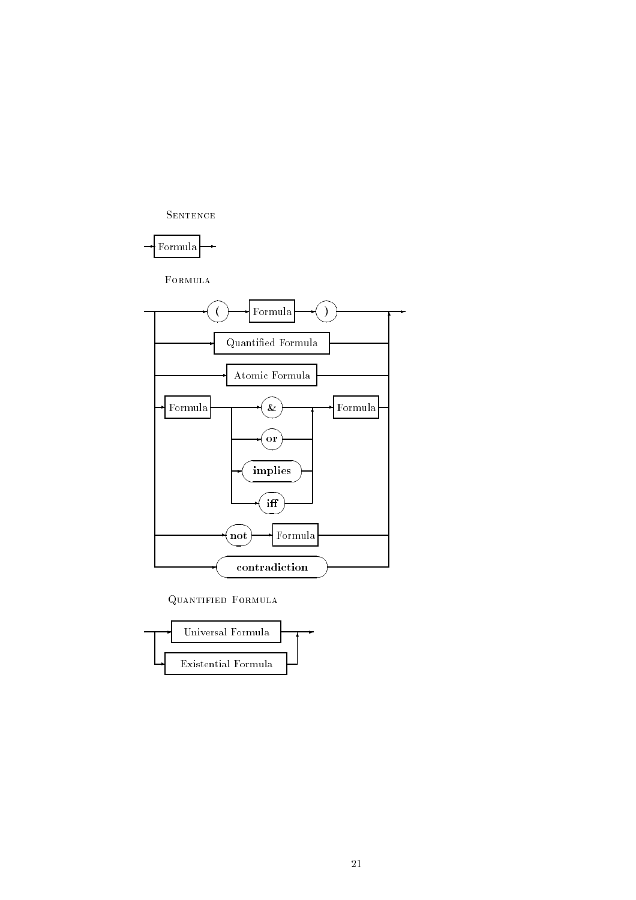Sentence

Formula

Formula

( Formula )

Quantified Formula

Atomic Formula

Formula & Formula

or

implies

iff

not Formula

contradiction

Quantified Formula

Universal Formula

Existential Formula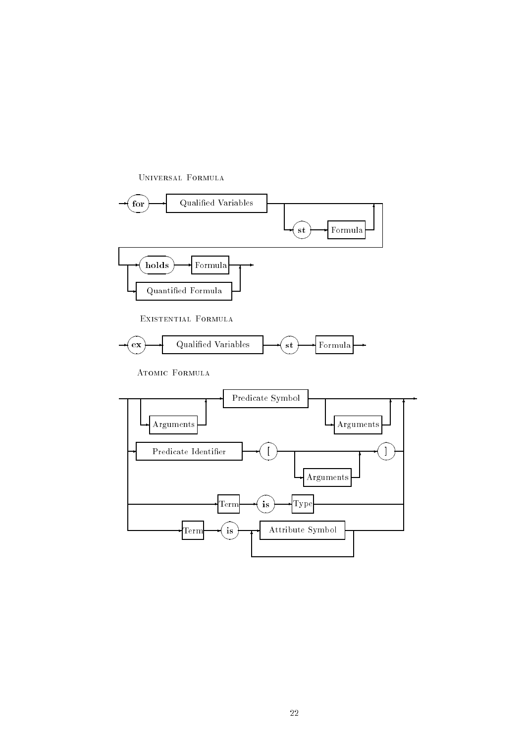Universal Formula

for → Qualified Variables → [ st → Formula ] → ( holds → Formula | Quantified Formula )

Existential Formula

ex → Qualified Variables → st → Formula

Atomic Formula

[ Arguments ] → Predicate Symbol → [ Arguments ]

Predicate Identifier → [ → [ Arguments ] → ]

Term → is → Type

Term → is → Attribute Symbol { Attribute Symbol }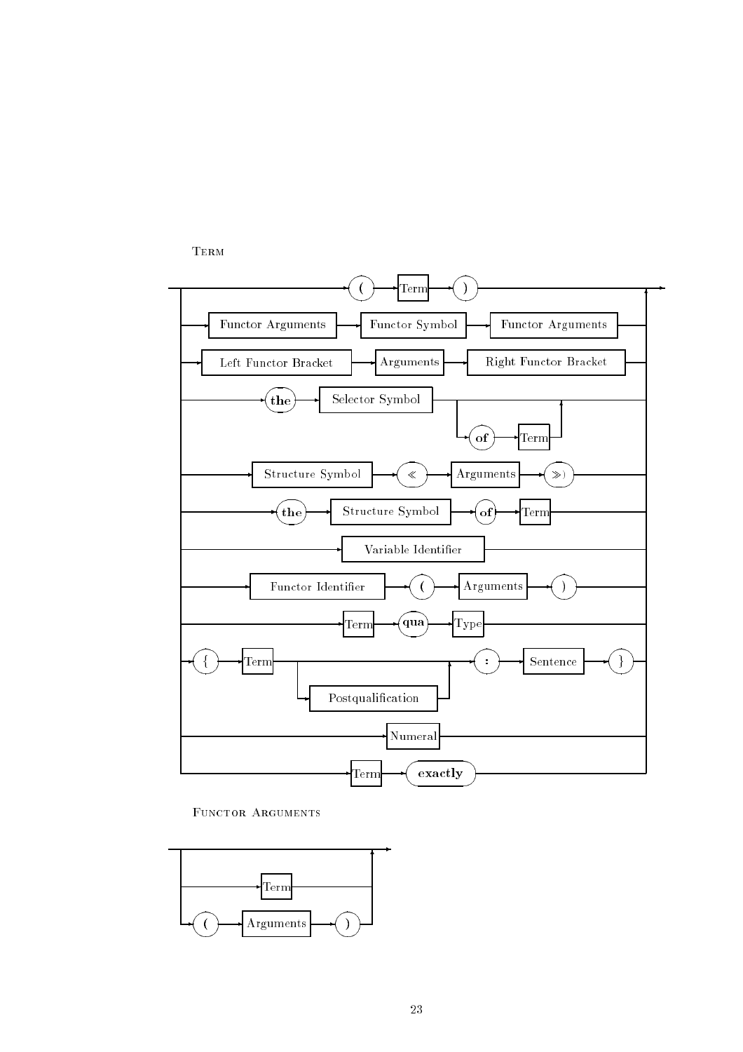Term

( Term )

Functor Arguments Functor Symbol Functor Arguments

Left Functor Bracket Arguments Right Functor Bracket

**the** Selector Symbol **of** Term

Structure Symbol ≪ Arguments ≫)

**the** Structure Symbol **of** Term

Variable Identifier

Functor Identifier ( Arguments )

Term **qua** Type

{ Term Postqualification : Sentence }

Numeral

Term **exactly**

Functor Arguments

Term

( Arguments )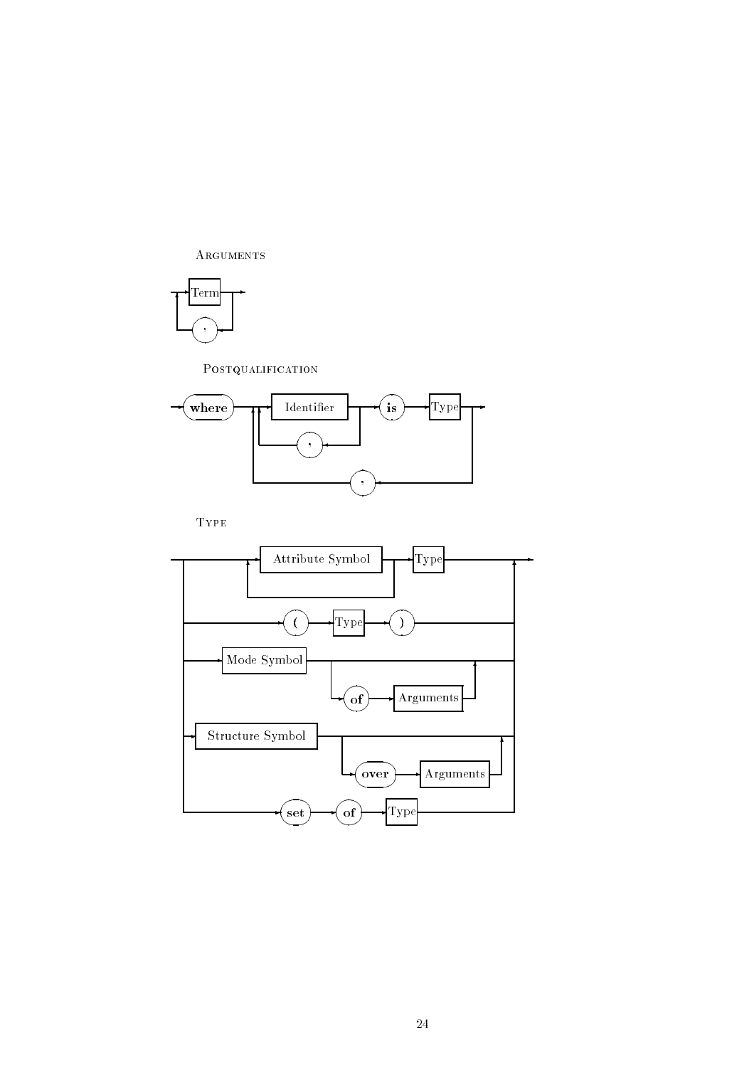Arguments

Term

,

Postqualification

where

Identifier

,

is

Type

;

Type

Attribute Symbol

Type

(

Type

)

Mode Symbol

of

Arguments

Structure Symbol

over

Arguments

set

of

Type